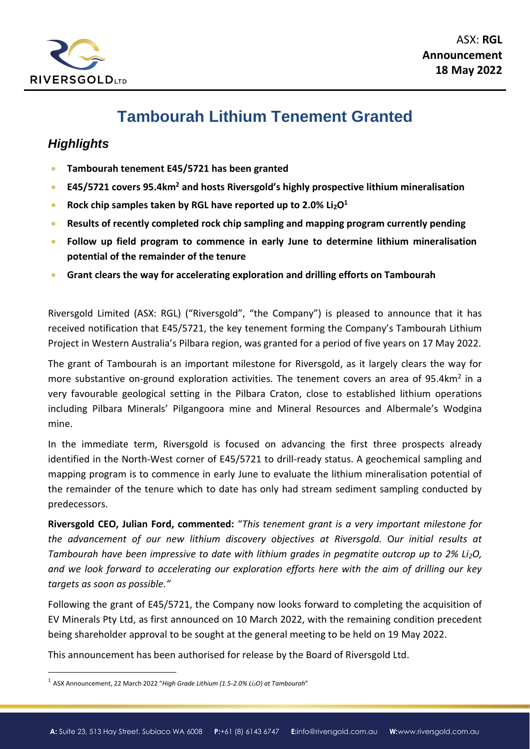ASX: **RGL**
**Announcement**
**18 May 2022**

# Tambourah Lithium Tenement Granted

## *Highlights*

- **Tambourah tenement E45/5721 has been granted**
- **E45/5721 covers 95.4km$^2$ and hosts Riversgold's highly prospective lithium mineralisation**
- **Rock chip samples taken by RGL have reported up to 2.0% $Li_2O$[1]**
- **Results of recently completed rock chip sampling and mapping program currently pending**
- **Follow up field program to commence in early June to determine lithium mineralisation potential of the remainder of the tenure**
- **Grant clears the way for accelerating exploration and drilling efforts on Tambourah**

Riversgold Limited (ASX: RGL) ("Riversgold", "the Company") is pleased to announce that it has received notification that E45/5721, the key tenement forming the Company's Tambourah Lithium Project in Western Australia's Pilbara region, was granted for a period of five years on 17 May 2022.

The grant of Tambourah is an important milestone for Riversgold, as it largely clears the way for more substantive on-ground exploration activities. The tenement covers an area of 95.4km$^2$ in a very favourable geological setting in the Pilbara Craton, close to established lithium operations including Pilbara Minerals' Pilgangoora mine and Mineral Resources and Albermale's Wodgina mine.

In the immediate term, Riversgold is focused on advancing the first three prospects already identified in the North-West corner of E45/5721 to drill-ready status. A geochemical sampling and mapping program is to commence in early June to evaluate the lithium mineralisation potential of the remainder of the tenure which to date has only had stream sediment sampling conducted by predecessors.

**Riversgold CEO, Julian Ford, commented:** "*This tenement grant is a very important milestone for the advancement of our new lithium discovery objectives at Riversgold.* O*ur initial results at Tambourah have been impressive to date with lithium grades in pegmatite outcrop up to 2% $Li_2O$, and we look forward to accelerating our exploration efforts here with the aim of drilling our key targets as soon as possible."*

Following the grant of E45/5721, the Company now looks forward to completing the acquisition of EV Minerals Pty Ltd, as first announced on 10 March 2022, with the remaining condition precedent being shareholder approval to be sought at the general meeting to be held on 19 May 2022.

This announcement has been authorised for release by the Board of Riversgold Ltd.

[1] ASX Announcement, 22 March 2022 "*High Grade Lithium (1.5-2.0% $Li_2O$) at Tambourah*"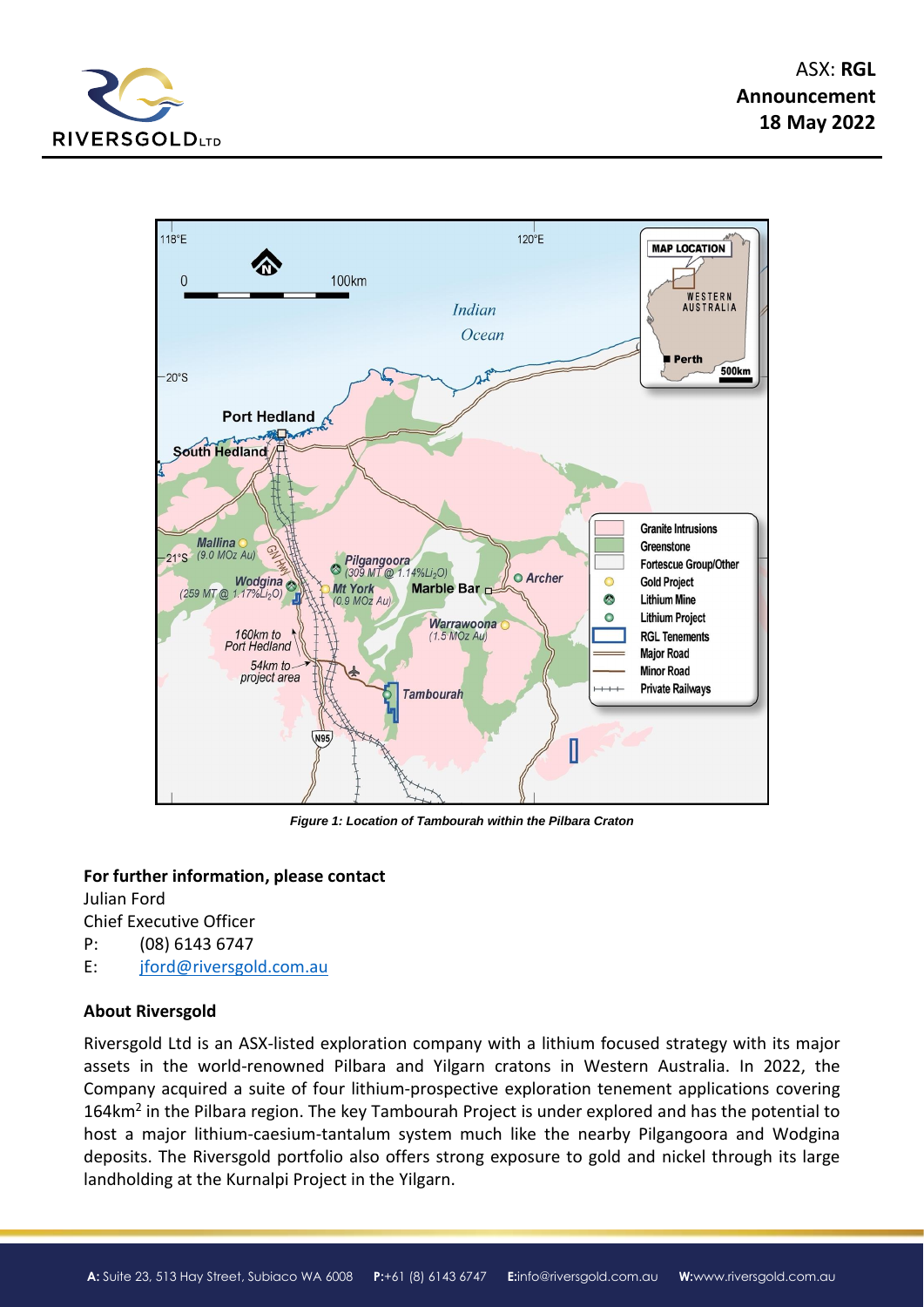Figure 1: Location of Tambourah within the Pilbara Craton

**For further information, please contact**

Julian Ford
Chief Executive Officer
P: (08) 6143 6747
E: jford@riversgold.com.au

**About Riversgold**

Riversgold Ltd is an ASX-listed exploration company with a lithium focused strategy with its major assets in the world-renowned Pilbara and Yilgarn cratons in Western Australia. In 2022, the Company acquired a suite of four lithium-prospective exploration tenement applications covering 164km$^2$ in the Pilbara region. The key Tambourah Project is under explored and has the potential to host a major lithium-caesium-tantalum system much like the nearby Pilgangoora and Wodgina deposits. The Riversgold portfolio also offers strong exposure to gold and nickel through its large landholding at the Kurnalpi Project in the Yilgarn.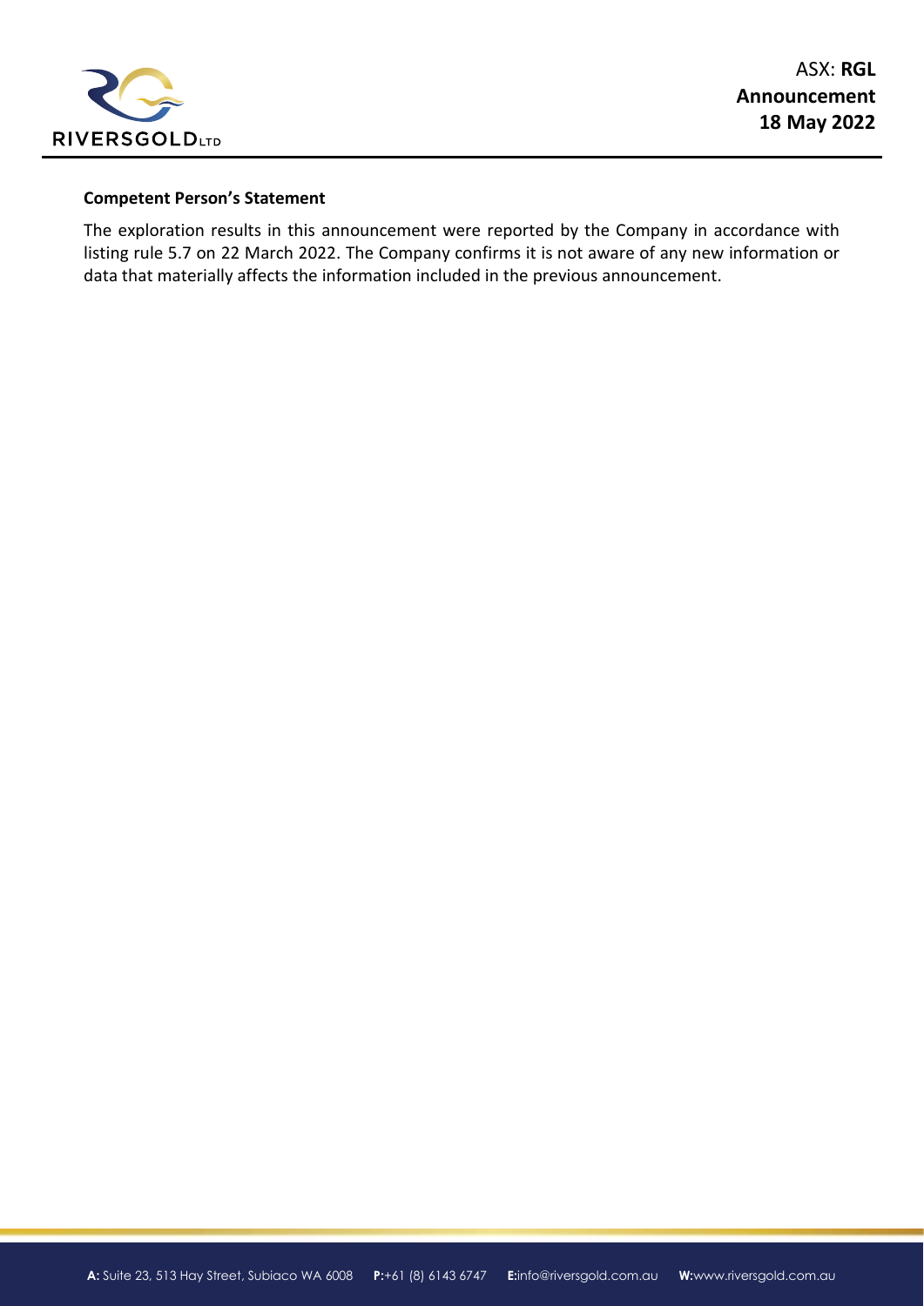**Competent Person's Statement**

The exploration results in this announcement were reported by the Company in accordance with listing rule 5.7 on 22 March 2022. The Company confirms it is not aware of any new information or data that materially affects the information included in the previous announcement.